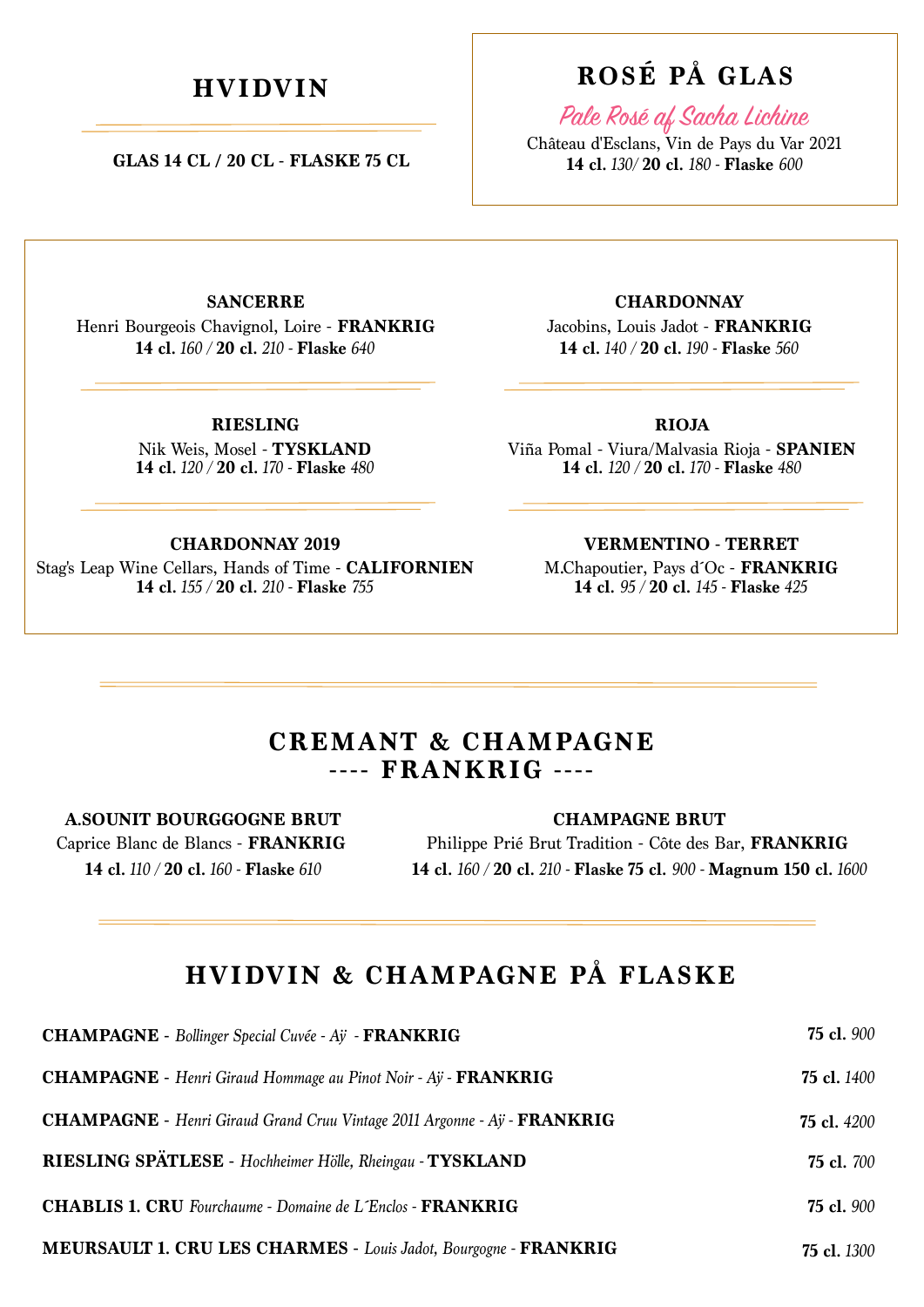## HVIDVIN

**GLAS 14 CL / 20 CL - FLASKE 75 CL**

## ROSÉ PÅ GLAS

*Pale Rosé af Sacha Lichine*

Château d'Esclans, Vin de Pays du Var 2021
**14 cl.** *130*/ **20 cl.** *180* - **Flaske** *600*

**SANCERRE**
Henri Bourgeois Chavignol, Loire - **FRANKRIG**
**14 cl.** *160* / **20 cl.** *210* - **Flaske** *640*

**CHARDONNAY**
Jacobins, Louis Jadot - **FRANKRIG**
**14 cl.** *140* / **20 cl.** *190* - **Flaske** *560*

**RIESLING**
Nik Weis, Mosel - **TYSKLAND**
**14 cl.** *120* / **20 cl.** *170* - **Flaske** *480*

**RIOJA**
Viña Pomal - Viura/Malvasia Rioja - **SPANIEN**
**14 cl.** *120* / **20 cl.** *170* - **Flaske** *480*

**CHARDONNAY 2019**
Stag's Leap Wine Cellars, Hands of Time - **CALIFORNIEN**
**14 cl.** *155* / **20 cl.** *210* - **Flaske** *755*

**VERMENTINO - TERRET**
M.Chapoutier, Pays d´Oc - **FRANKRIG**
**14 cl.** *95* / **20 cl.** *145* - **Flaske** *425*

## CREMANT & CHAMPAGNE
## ---- FRANKRIG ----

**A.SOUNIT BOURGGOGNE BRUT**
Caprice Blanc de Blancs - **FRANKRIG**
**14 cl.** *110* / **20 cl.** *160* - **Flaske** *610*

**CHAMPAGNE BRUT**
Philippe Prié Brut Tradition - Côte des Bar, **FRANKRIG**
**14 cl.** *160* / **20 cl.** *210* - **Flaske 75 cl.** *900* - **Magnum 150 cl.** *1600*

## HVIDVIN & CHAMPAGNE PÅ FLASKE

**CHAMPAGNE** - *Bollinger Special Cuvée - Aÿ* - **FRANKRIG** — **75 cl.** *900*

**CHAMPAGNE** - *Henri Giraud Hommage au Pinot Noir - Aÿ* - **FRANKRIG** — **75 cl.** *1400*

**CHAMPAGNE** - *Henri Giraud Grand Cruu Vintage 2011 Argonne - Aÿ* - **FRANKRIG** — **75 cl.** *4200*

**RIESLING SPÄTLESE** - *Hochheimer Hölle, Rheingau* - **TYSKLAND** — **75 cl.** *700*

**CHABLIS 1. CRU** *Fourchaume - Domaine de L´Enclos* - **FRANKRIG** — **75 cl.** *900*

**MEURSAULT 1. CRU LES CHARMES** - *Louis Jadot, Bourgogne* - **FRANKRIG** — **75 cl.** *1300*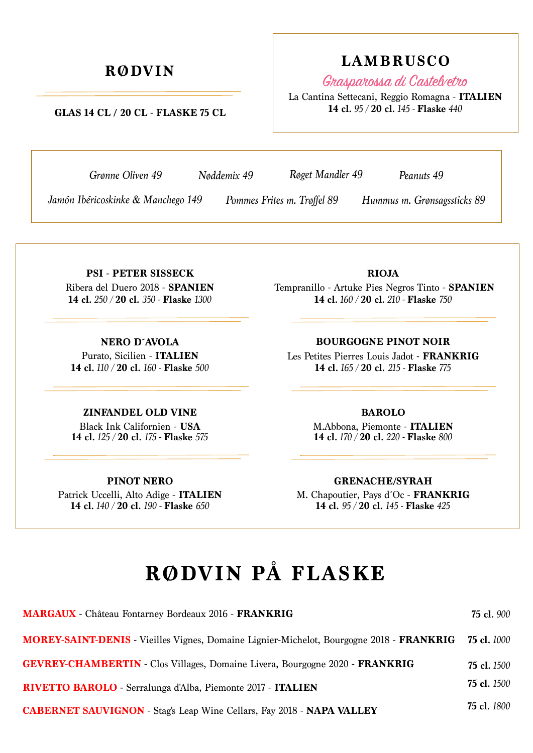## RØDVIN

**GLAS 14 CL / 20 CL - FLASKE 75 CL**

## LAMBRUSCO

*Grasparossa di Castelvetro*

La Cantina Settecani, Reggio Romagna - **ITALIEN**
**14 cl.** *95* / **20 cl.** *145* - **Flaske** *440*

*Grønne Oliven 49* *Nøddemix 49* *Røget Mandler 49* *Peanuts 49*

*Jamón Ibéricoskinke & Manchego 149* *Pommes Frites m. Trøffel 89* *Hummus m. Grønsagssticks 89*

**PSI - PETER SISSECK**
Ribera del Duero 2018 - **SPANIEN**
**14 cl.** *250* / **20 cl.** *350* - **Flaske** *1300*

**NERO D´AVOLA**
Purato, Sicilien - **ITALIEN**
**14 cl.** *110* / **20 cl.** *160* - **Flaske** *500*

**ZINFANDEL OLD VINE**
Black Ink Californien - **USA**
**14 cl.** *125* / **20 cl.** *175* - **Flaske** *575*

**PINOT NERO**
Patrick Uccelli, Alto Adige - **ITALIEN**
**14 cl.** *140* / **20 cl.** *190* - **Flaske** *650*

**RIOJA**
Tempranillo - Artuke Pies Negros Tinto - **SPANIEN**
**14 cl.** *160* / **20 cl.** *210* - **Flaske** *750*

**BOURGOGNE PINOT NOIR**
Les Petites Pierres Louis Jadot - **FRANKRIG**
**14 cl.** *165* / **20 cl.** *215* - **Flaske** *775*

**BAROLO**
M.Abbona, Piemonte - **ITALIEN**
**14 cl.** *170* / **20 cl.** *220* - **Flaske** *800*

**GRENACHE/SYRAH**
M. Chapoutier, Pays d´Oc - **FRANKRIG**
**14 cl.** *95* / **20 cl.** *145* - **Flaske** *425*

# RØDVIN PÅ FLASKE

**MARGAUX** - Château Fontarney Bordeaux 2016 - **FRANKRIG** — **75 cl.** *900*

**MOREY-SAINT-DENIS** - Vieilles Vignes, Domaine Lignier-Michelot, Bourgogne 2018 - **FRANKRIG** — **75 cl.** *1000*

**GEVREY-CHAMBERTIN** - Clos Villages, Domaine Livera, Bourgogne 2020 - **FRANKRIG** — **75 cl.** *1500*

**RIVETTO BAROLO** - Serralunga d'Alba, Piemonte 2017 - **ITALIEN** — **75 cl.** *1500*

**CABERNET SAUVIGNON** - Stag's Leap Wine Cellars, Fay 2018 - **NAPA VALLEY** — **75 cl.** *1800*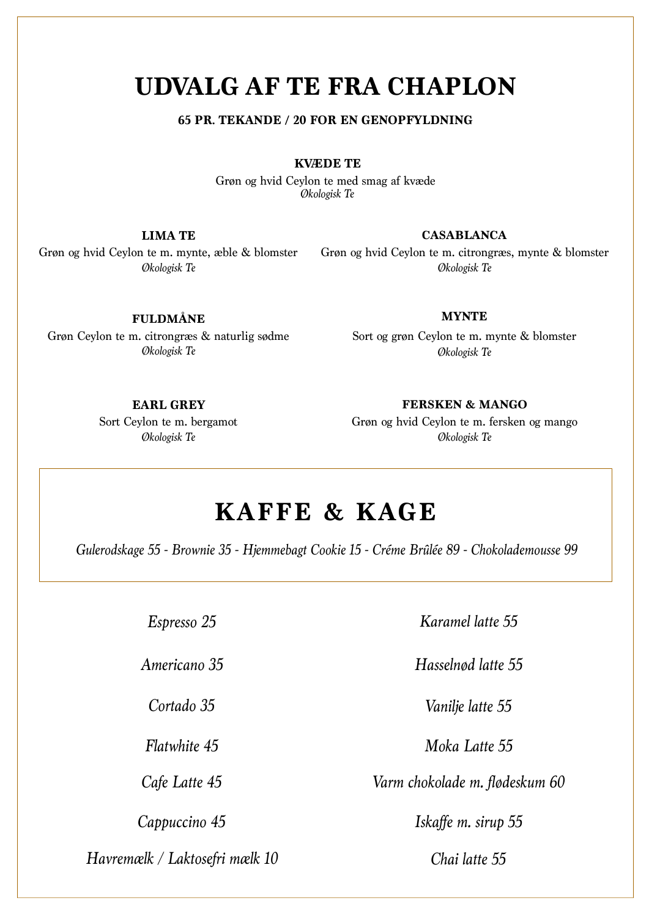# UDVALG AF TE FRA CHAPLON

**65 PR. TEKANDE / 20 FOR EN GENOPFYLDNING**

**KVÆDE TE**
Grøn og hvid Ceylon te med smag af kvæde
*Økologisk Te*

**LIMA TE**
Grøn og hvid Ceylon te m. mynte, æble & blomster
*Økologisk Te*

**CASABLANCA**
Grøn og hvid Ceylon te m. citrongræs, mynte & blomster
*Økologisk Te*

**FULDMÅNE**
Grøn Ceylon te m. citrongræs & naturlig sødme
*Økologisk Te*

**MYNTE**
Sort og grøn Ceylon te m. mynte & blomster
*Økologisk Te*

**EARL GREY**
Sort Ceylon te m. bergamot
*Økologisk Te*

**FERSKEN & MANGO**
Grøn og hvid Ceylon te m. fersken og mango
*Økologisk Te*

## KAFFE & KAGE

*Gulerodskage 55 - Brownie 35 - Hjemmebagt Cookie 15 - Créme Brûlée 89 - Chokolademousse 99*

*Espresso 25*

*Americano 35*

*Cortado 35*

*Flatwhite 45*

*Cafe Latte 45*

*Cappuccino 45*

*Havremælk / Laktosefri mælk 10*

*Karamel latte 55*

*Hasselnød latte 55*

*Vanilje latte 55*

*Moka Latte 55*

*Varm chokolade m. flødeskum 60*

*Iskaffe m. sirup 55*

*Chai latte 55*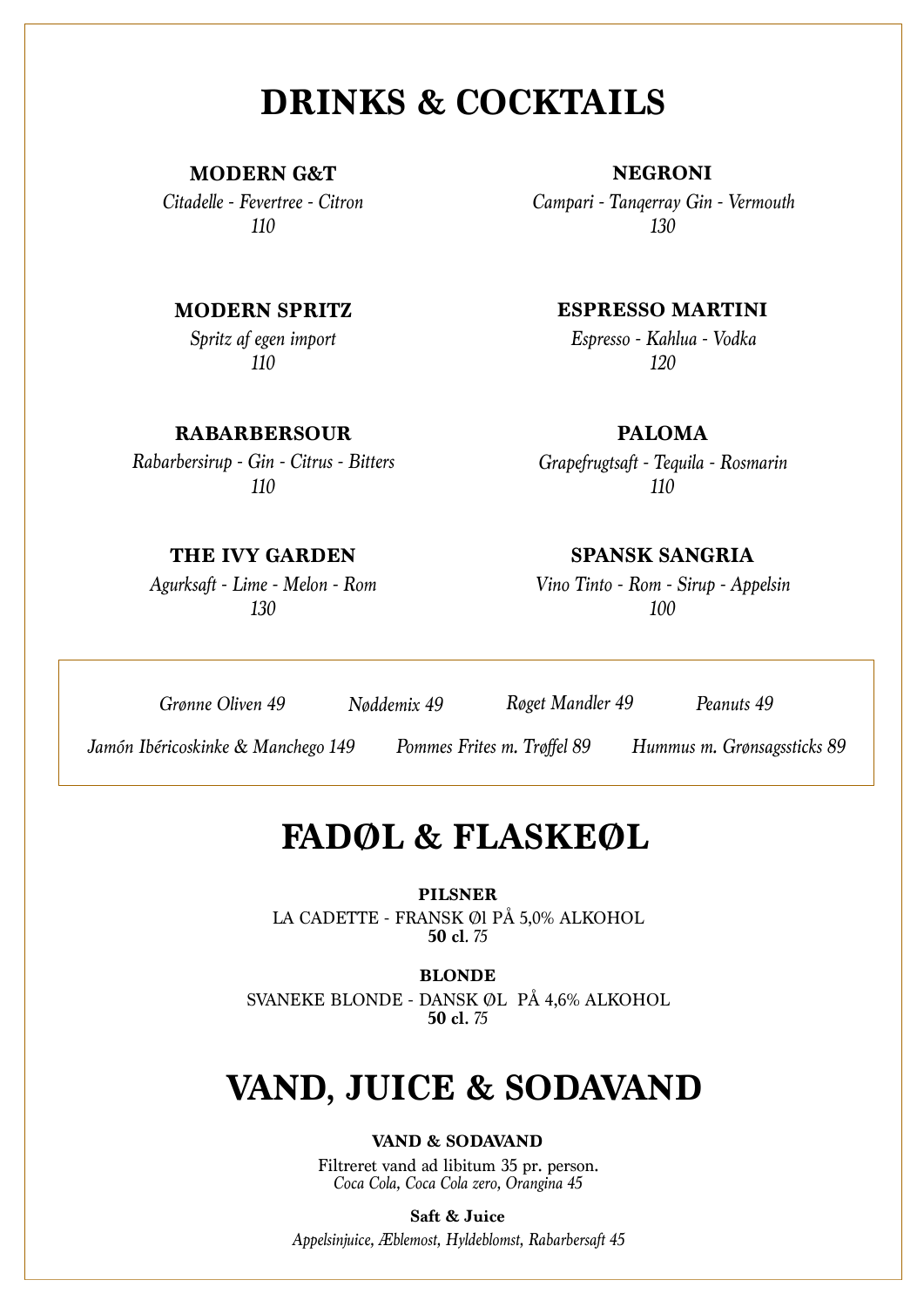# DRINKS & COCKTAILS

### MODERN G&T

*Citadelle - Fevertree - Citron*
*110*

### NEGRONI

*Campari - Tanqerray Gin - Vermouth*
*130*

### MODERN SPRITZ

*Spritz af egen import*
*110*

### ESPRESSO MARTINI

*Espresso - Kahlua - Vodka*
*120*

### RABARBERSOUR

*Rabarbersirup - Gin - Citrus - Bitters*
*110*

### PALOMA

*Grapefrugtsaft - Tequila - Rosmarin*
*110*

### THE IVY GARDEN

*Agurksaft - Lime - Melon - Rom*
*130*

### SPANSK SANGRIA

*Vino Tinto - Rom - Sirup - Appelsin*
*100*

*Grønne Oliven 49* *Nøddemix 49* *Røget Mandler 49* *Peanuts 49*

*Jamón Ibéricoskinke & Manchego 149* *Pommes Frites m. Trøffel 89* *Hummus m. Grønsagssticks 89*

# FADØL & FLASKEØL

**PILSNER**

LA CADETTE - FRANSK Øl PÅ 5,0% ALKOHOL
**50 cl.** *75*

**BLONDE**

SVANEKE BLONDE - DANSK ØL PÅ 4,6% ALKOHOL
**50 cl.** *75*

# VAND, JUICE & SODAVAND

**VAND & SODAVAND**

Filtreret vand ad libitum 35 pr. person.
*Coca Cola, Coca Cola zero, Orangina 45*

**Saft & Juice**

*Appelsinjuice, Æblemost, Hyldeblomst, Rabarbersaft 45*